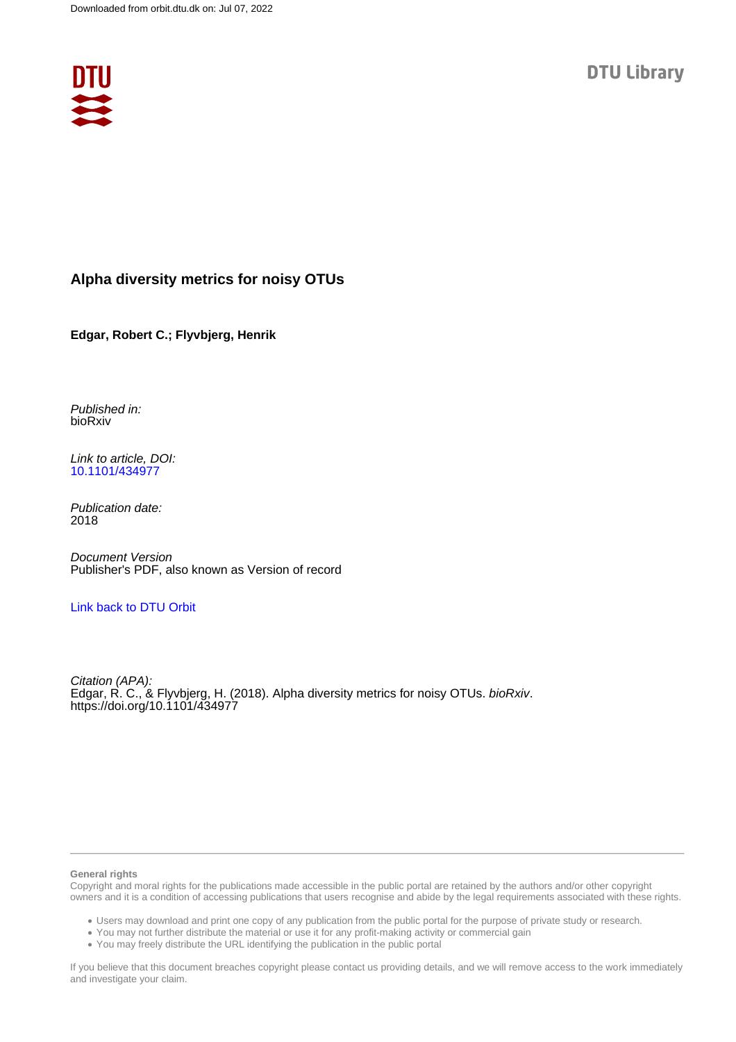Downloaded from orbit.dtu.dk on: Jul 07, 2022

DTU Library

# Alpha diversity metrics for noisy OTUs

**Edgar, Robert C.; Flyvbjerg, Henrik**

*Published in:*
bioRxiv

*Link to article, DOI:*
10.1101/434977

*Publication date:*
2018

*Document Version*
Publisher's PDF, also known as Version of record

Link back to DTU Orbit

*Citation (APA):*
Edgar, R. C., & Flyvbjerg, H. (2018). Alpha diversity metrics for noisy OTUs. *bioRxiv*. https://doi.org/10.1101/434977

**General rights**

Copyright and moral rights for the publications made accessible in the public portal are retained by the authors and/or other copyright owners and it is a condition of accessing publications that users recognise and abide by the legal requirements associated with these rights.

- Users may download and print one copy of any publication from the public portal for the purpose of private study or research.
- You may not further distribute the material or use it for any profit-making activity or commercial gain
- You may freely distribute the URL identifying the publication in the public portal

If you believe that this document breaches copyright please contact us providing details, and we will remove access to the work immediately and investigate your claim.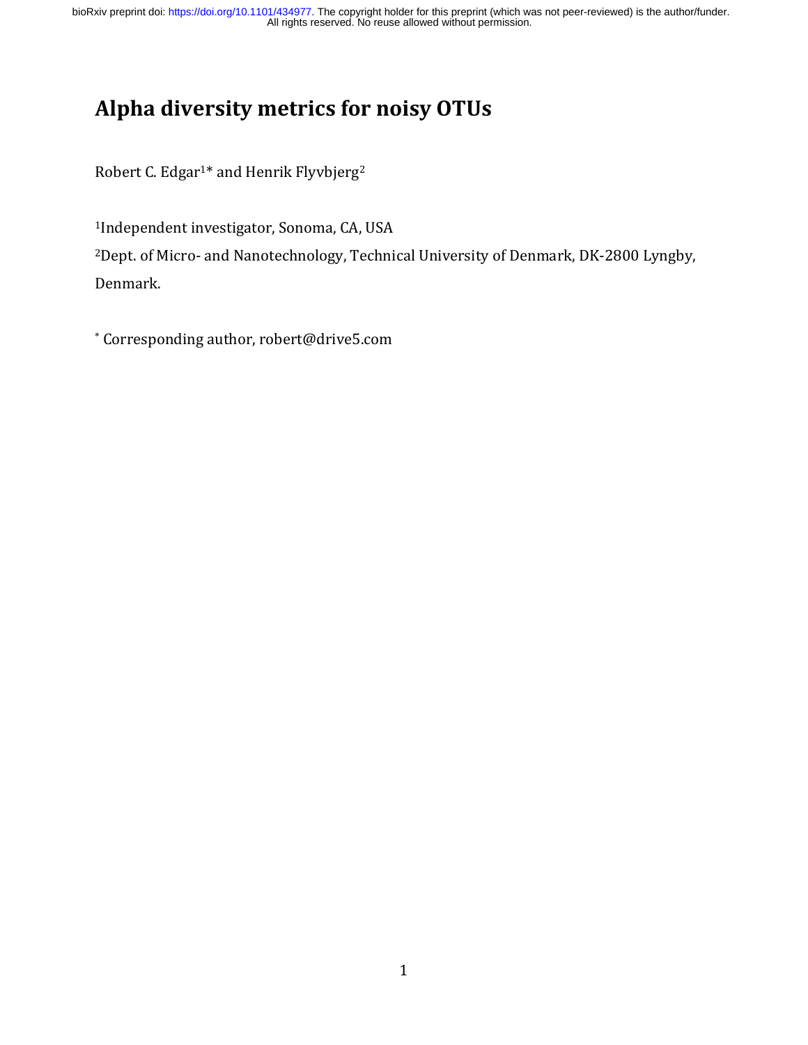# Alpha diversity metrics for noisy OTUs

Robert C. Edgar[1]* and Henrik Flyvbjerg[2]

[1]Independent investigator, Sonoma, CA, USA

[2]Dept. of Micro- and Nanotechnology, Technical University of Denmark, DK-2800 Lyngby, Denmark.

* Corresponding author, robert@drive5.com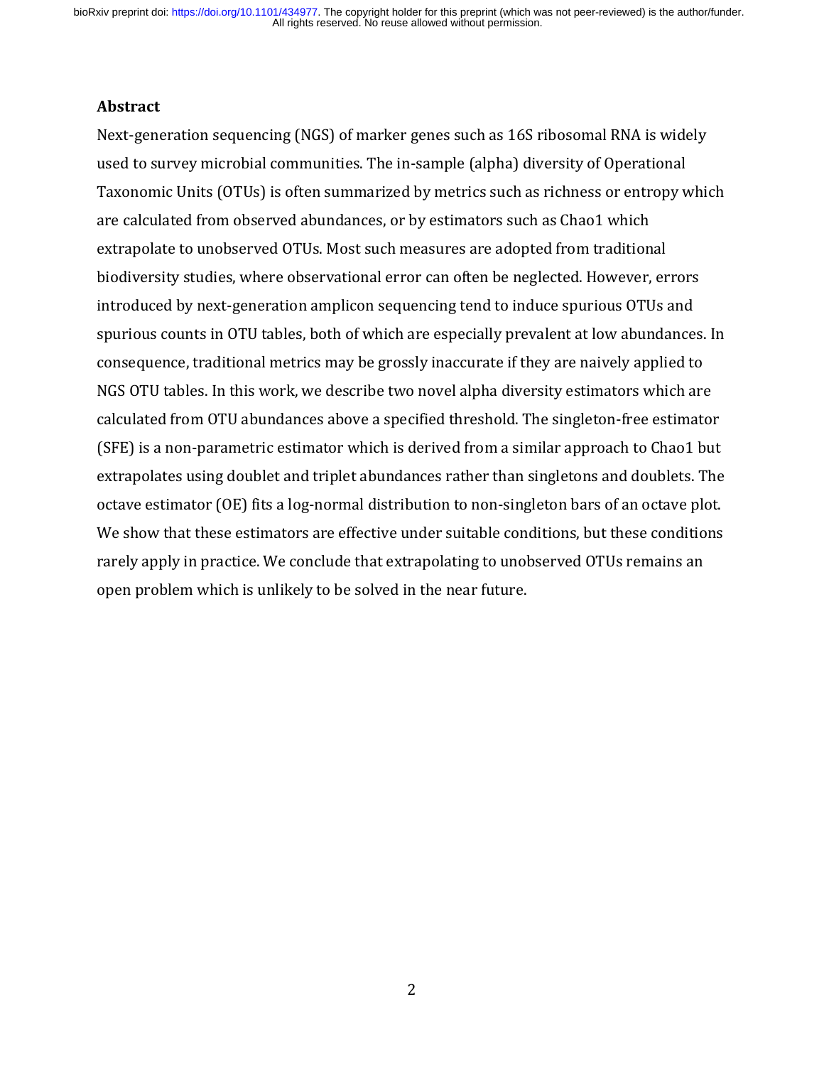## Abstract

Next-generation sequencing (NGS) of marker genes such as 16S ribosomal RNA is widely used to survey microbial communities. The in-sample (alpha) diversity of Operational Taxonomic Units (OTUs) is often summarized by metrics such as richness or entropy which are calculated from observed abundances, or by estimators such as Chao1 which extrapolate to unobserved OTUs. Most such measures are adopted from traditional biodiversity studies, where observational error can often be neglected. However, errors introduced by next-generation amplicon sequencing tend to induce spurious OTUs and spurious counts in OTU tables, both of which are especially prevalent at low abundances. In consequence, traditional metrics may be grossly inaccurate if they are naively applied to NGS OTU tables. In this work, we describe two novel alpha diversity estimators which are calculated from OTU abundances above a specified threshold. The singleton-free estimator (SFE) is a non-parametric estimator which is derived from a similar approach to Chao1 but extrapolates using doublet and triplet abundances rather than singletons and doublets. The octave estimator (OE) fits a log-normal distribution to non-singleton bars of an octave plot. We show that these estimators are effective under suitable conditions, but these conditions rarely apply in practice. We conclude that extrapolating to unobserved OTUs remains an open problem which is unlikely to be solved in the near future.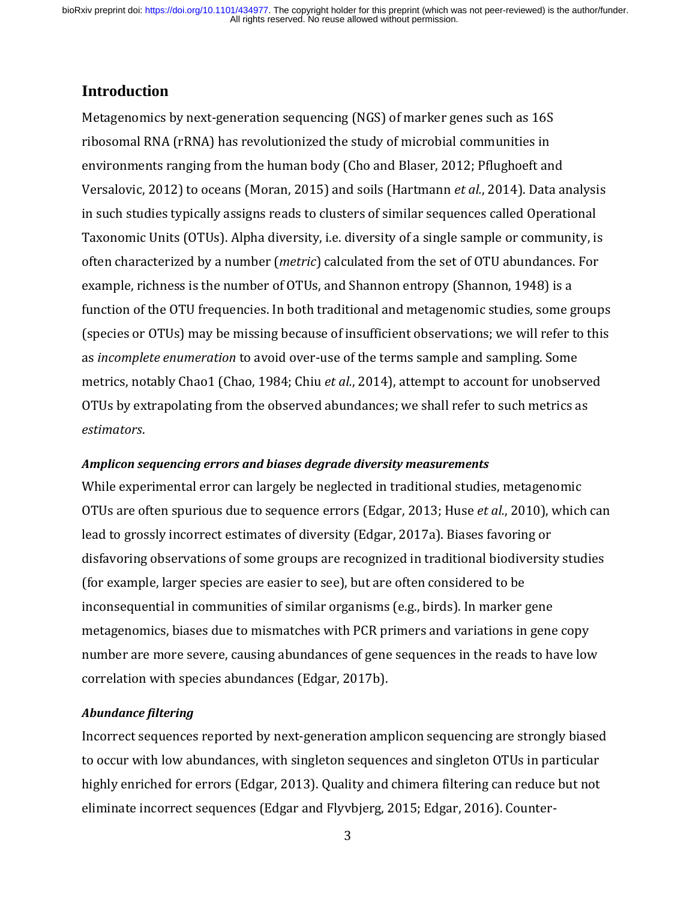## Introduction

Metagenomics by next-generation sequencing (NGS) of marker genes such as 16S ribosomal RNA (rRNA) has revolutionized the study of microbial communities in environments ranging from the human body (Cho and Blaser, 2012; Pflughoeft and Versalovic, 2012) to oceans (Moran, 2015) and soils (Hartmann *et al.*, 2014). Data analysis in such studies typically assigns reads to clusters of similar sequences called Operational Taxonomic Units (OTUs). Alpha diversity, i.e. diversity of a single sample or community, is often characterized by a number (*metric*) calculated from the set of OTU abundances. For example, richness is the number of OTUs, and Shannon entropy (Shannon, 1948) is a function of the OTU frequencies. In both traditional and metagenomic studies, some groups (species or OTUs) may be missing because of insufficient observations; we will refer to this as *incomplete enumeration* to avoid over-use of the terms sample and sampling. Some metrics, notably Chao1 (Chao, 1984; Chiu *et al.*, 2014), attempt to account for unobserved OTUs by extrapolating from the observed abundances; we shall refer to such metrics as *estimators*.

### *Amplicon sequencing errors and biases degrade diversity measurements*

While experimental error can largely be neglected in traditional studies, metagenomic OTUs are often spurious due to sequence errors (Edgar, 2013; Huse *et al.*, 2010), which can lead to grossly incorrect estimates of diversity (Edgar, 2017a). Biases favoring or disfavoring observations of some groups are recognized in traditional biodiversity studies (for example, larger species are easier to see), but are often considered to be inconsequential in communities of similar organisms (e.g., birds). In marker gene metagenomics, biases due to mismatches with PCR primers and variations in gene copy number are more severe, causing abundances of gene sequences in the reads to have low correlation with species abundances (Edgar, 2017b).

### *Abundance filtering*

Incorrect sequences reported by next-generation amplicon sequencing are strongly biased to occur with low abundances, with singleton sequences and singleton OTUs in particular highly enriched for errors (Edgar, 2013). Quality and chimera filtering can reduce but not eliminate incorrect sequences (Edgar and Flyvbjerg, 2015; Edgar, 2016). Counter-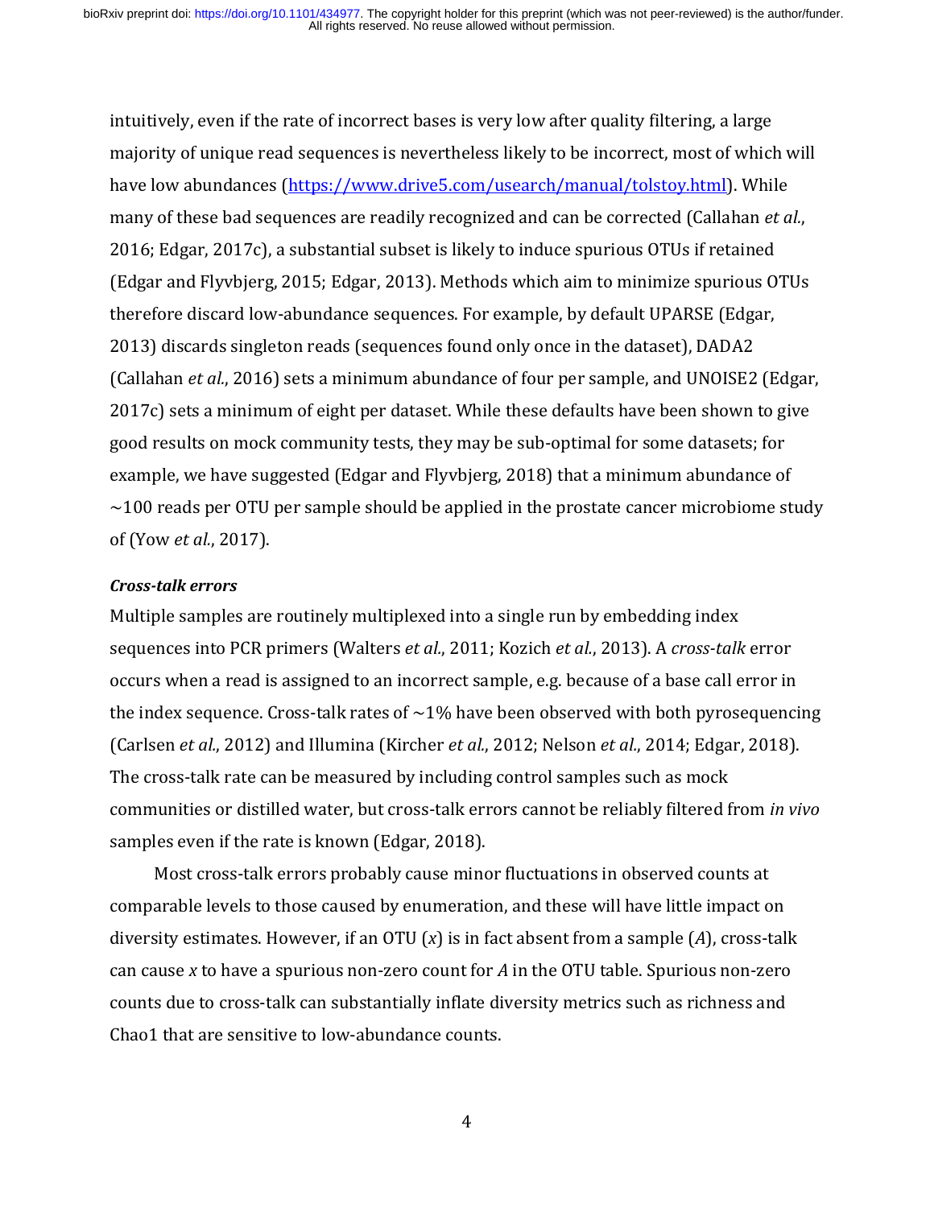intuitively, even if the rate of incorrect bases is very low after quality filtering, a large majority of unique read sequences is nevertheless likely to be incorrect, most of which will have low abundances (https://www.drive5.com/usearch/manual/tolstoy.html). While many of these bad sequences are readily recognized and can be corrected (Callahan *et al.*, 2016; Edgar, 2017c), a substantial subset is likely to induce spurious OTUs if retained (Edgar and Flyvbjerg, 2015; Edgar, 2013). Methods which aim to minimize spurious OTUs therefore discard low-abundance sequences. For example, by default UPARSE (Edgar, 2013) discards singleton reads (sequences found only once in the dataset), DADA2 (Callahan *et al.*, 2016) sets a minimum abundance of four per sample, and UNOISE2 (Edgar, 2017c) sets a minimum of eight per dataset. While these defaults have been shown to give good results on mock community tests, they may be sub-optimal for some datasets; for example, we have suggested (Edgar and Flyvbjerg, 2018) that a minimum abundance of ~100 reads per OTU per sample should be applied in the prostate cancer microbiome study of (Yow *et al.*, 2017).

***Cross-talk errors***

Multiple samples are routinely multiplexed into a single run by embedding index sequences into PCR primers (Walters *et al.*, 2011; Kozich *et al.*, 2013). A *cross-talk* error occurs when a read is assigned to an incorrect sample, e.g. because of a base call error in the index sequence. Cross-talk rates of ~1% have been observed with both pyrosequencing (Carlsen *et al.*, 2012) and Illumina (Kircher *et al.*, 2012; Nelson *et al.*, 2014; Edgar, 2018). The cross-talk rate can be measured by including control samples such as mock communities or distilled water, but cross-talk errors cannot be reliably filtered from *in vivo* samples even if the rate is known (Edgar, 2018).

Most cross-talk errors probably cause minor fluctuations in observed counts at comparable levels to those caused by enumeration, and these will have little impact on diversity estimates. However, if an OTU ($x$) is in fact absent from a sample ($A$), cross-talk can cause $x$ to have a spurious non-zero count for $A$ in the OTU table. Spurious non-zero counts due to cross-talk can substantially inflate diversity metrics such as richness and Chao1 that are sensitive to low-abundance counts.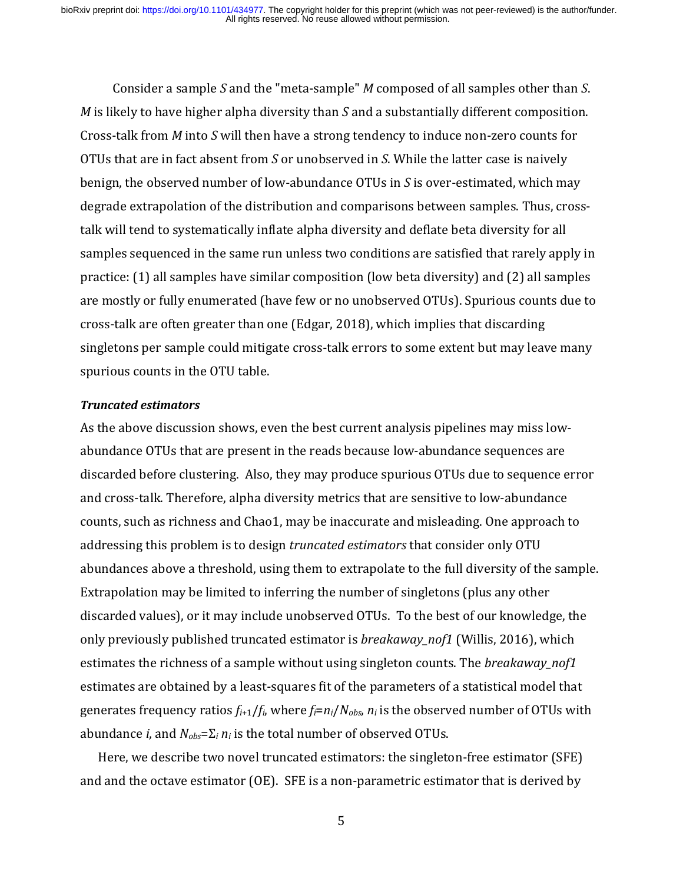Consider a sample $S$ and the "meta-sample" $M$ composed of all samples other than $S$. $M$ is likely to have higher alpha diversity than $S$ and a substantially different composition. Cross-talk from $M$ into $S$ will then have a strong tendency to induce non-zero counts for OTUs that are in fact absent from $S$ or unobserved in $S$. While the latter case is naively benign, the observed number of low-abundance OTUs in $S$ is over-estimated, which may degrade extrapolation of the distribution and comparisons between samples. Thus, cross-talk will tend to systematically inflate alpha diversity and deflate beta diversity for all samples sequenced in the same run unless two conditions are satisfied that rarely apply in practice: (1) all samples have similar composition (low beta diversity) and (2) all samples are mostly or fully enumerated (have few or no unobserved OTUs). Spurious counts due to cross-talk are often greater than one (Edgar, 2018), which implies that discarding singletons per sample could mitigate cross-talk errors to some extent but may leave many spurious counts in the OTU table.

***Truncated estimators***

As the above discussion shows, even the best current analysis pipelines may miss low-abundance OTUs that are present in the reads because low-abundance sequences are discarded before clustering. Also, they may produce spurious OTUs due to sequence error and cross-talk. Therefore, alpha diversity metrics that are sensitive to low-abundance counts, such as richness and Chao1, may be inaccurate and misleading. One approach to addressing this problem is to design *truncated estimators* that consider only OTU abundances above a threshold, using them to extrapolate to the full diversity of the sample. Extrapolation may be limited to inferring the number of singletons (plus any other discarded values), or it may include unobserved OTUs. To the best of our knowledge, the only previously published truncated estimator is *breakaway_nof1* (Willis, 2016), which estimates the richness of a sample without using singleton counts. The *breakaway_nof1* estimates are obtained by a least-squares fit of the parameters of a statistical model that generates frequency ratios $f_{i+1}/f_i$, where $f_i=n_i/N_{obs}$, $n_i$ is the observed number of OTUs with abundance $i$, and $N_{obs}=\Sigma_i\, n_i$ is the total number of observed OTUs.

Here, we describe two novel truncated estimators: the singleton-free estimator (SFE) and and the octave estimator (OE). SFE is a non-parametric estimator that is derived by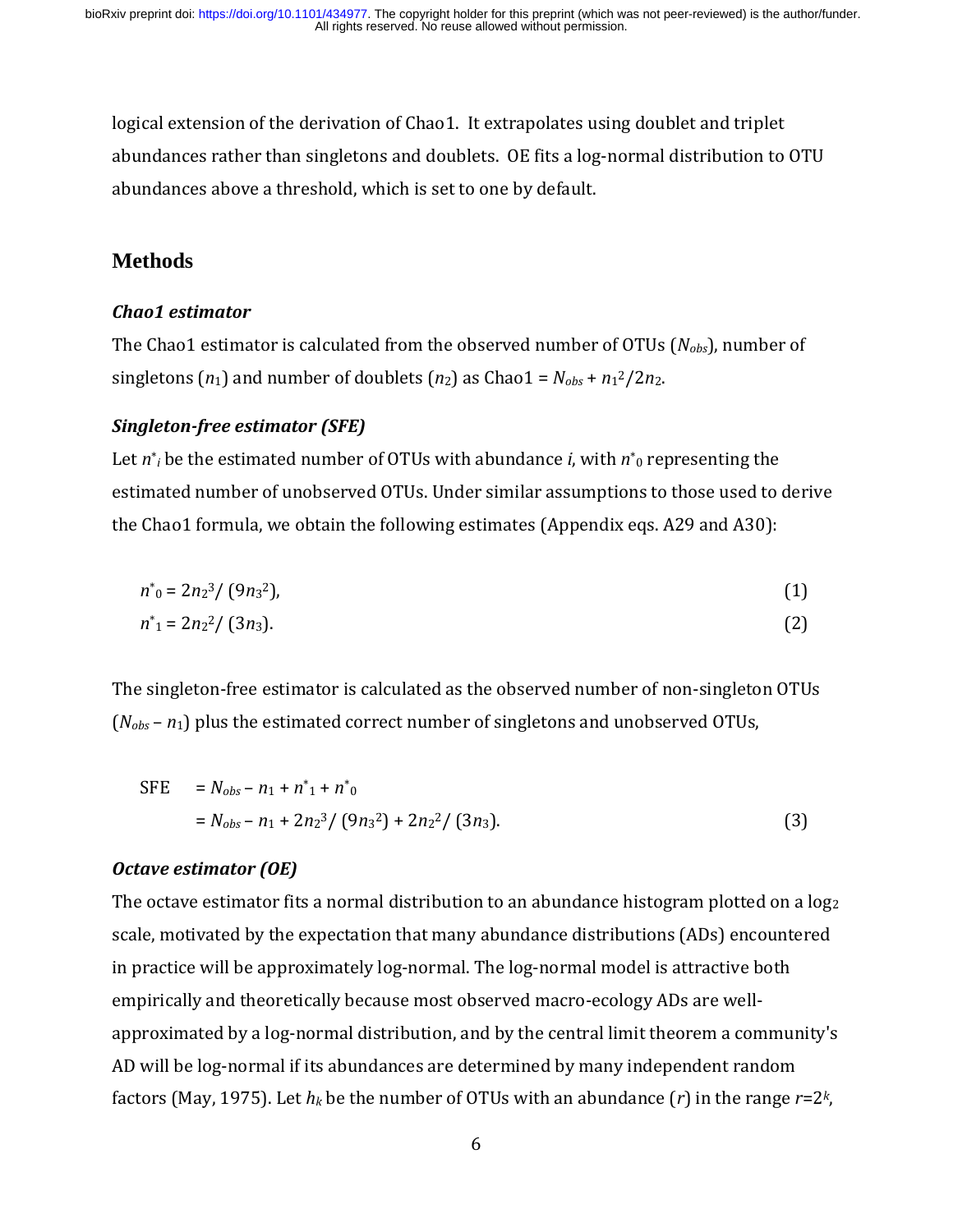logical extension of the derivation of Chao1. It extrapolates using doublet and triplet abundances rather than singletons and doublets. OE fits a log-normal distribution to OTU abundances above a threshold, which is set to one by default.

## Methods

### *Chao1 estimator*

The Chao1 estimator is calculated from the observed number of OTUs ($N_{obs}$), number of singletons ($n_1$) and number of doublets ($n_2$) as Chao1 = $N_{obs} + n_1^2/2n_2$.

### *Singleton-free estimator (SFE)*

Let $n^*_i$ be the estimated number of OTUs with abundance $i$, with $n^*_0$ representing the estimated number of unobserved OTUs. Under similar assumptions to those used to derive the Chao1 formula, we obtain the following estimates (Appendix eqs. A29 and A30):

$$n^*_0 = 2n_2^3/\,(9n_3^2), \tag{1}$$

$$n^*_1 = 2n_2^2/\,(3n_3). \tag{2}$$

The singleton-free estimator is calculated as the observed number of non-singleton OTUs ($N_{obs} - n_1$) plus the estimated correct number of singletons and unobserved OTUs,

$$\begin{aligned} \text{SFE} &= N_{obs} - n_1 + n^*_1 + n^*_0 \\ &= N_{obs} - n_1 + 2n_2^3/\,(9n_3^2) + 2n_2^2/\,(3n_3). \end{aligned} \tag{3}$$

### *Octave estimator (OE)*

The octave estimator fits a normal distribution to an abundance histogram plotted on a $\log_2$ scale, motivated by the expectation that many abundance distributions (ADs) encountered in practice will be approximately log-normal. The log-normal model is attractive both empirically and theoretically because most observed macro-ecology ADs are well-approximated by a log-normal distribution, and by the central limit theorem a community's AD will be log-normal if its abundances are determined by many independent random factors (May, 1975). Let $h_k$ be the number of OTUs with an abundance ($r$) in the range $r$=$2^k$,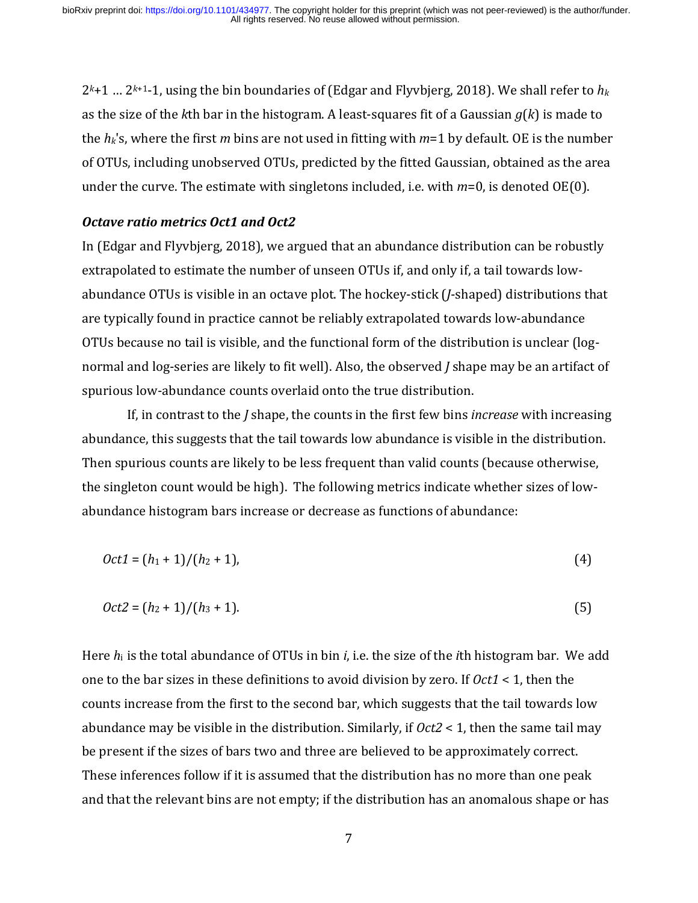$2^k+1 \ldots 2^{k+1}-1$, using the bin boundaries of (Edgar and Flyvbjerg, 2018). We shall refer to $h_k$ as the size of the $k$th bar in the histogram. A least-squares fit of a Gaussian $g(k)$ is made to the $h_k$'s, where the first $m$ bins are not used in fitting with $m$=1 by default. OE is the number of OTUs, including unobserved OTUs, predicted by the fitted Gaussian, obtained as the area under the curve. The estimate with singletons included, i.e. with $m$=0, is denoted OE(0).

### *Octave ratio metrics Oct1 and Oct2*

In (Edgar and Flyvbjerg, 2018), we argued that an abundance distribution can be robustly extrapolated to estimate the number of unseen OTUs if, and only if, a tail towards low-abundance OTUs is visible in an octave plot. The hockey-stick (*J*-shaped) distributions that are typically found in practice cannot be reliably extrapolated towards low-abundance OTUs because no tail is visible, and the functional form of the distribution is unclear (log-normal and log-series are likely to fit well). Also, the observed *J* shape may be an artifact of spurious low-abundance counts overlaid onto the true distribution.

If, in contrast to the *J* shape, the counts in the first few bins *increase* with increasing abundance, this suggests that the tail towards low abundance is visible in the distribution. Then spurious counts are likely to be less frequent than valid counts (because otherwise, the singleton count would be high). The following metrics indicate whether sizes of low-abundance histogram bars increase or decrease as functions of abundance:

$$Oct1 = (h_1 + 1)/(h_2 + 1), \tag{4}$$

$$Oct2 = (h_2 + 1)/(h_3 + 1). \tag{5}$$

Here $h_i$ is the total abundance of OTUs in bin $i$, i.e. the size of the $i$th histogram bar. We add one to the bar sizes in these definitions to avoid division by zero. If $Oct1 < 1$, then the counts increase from the first to the second bar, which suggests that the tail towards low abundance may be visible in the distribution. Similarly, if $Oct2 < 1$, then the same tail may be present if the sizes of bars two and three are believed to be approximately correct. These inferences follow if it is assumed that the distribution has no more than one peak and that the relevant bins are not empty; if the distribution has an anomalous shape or has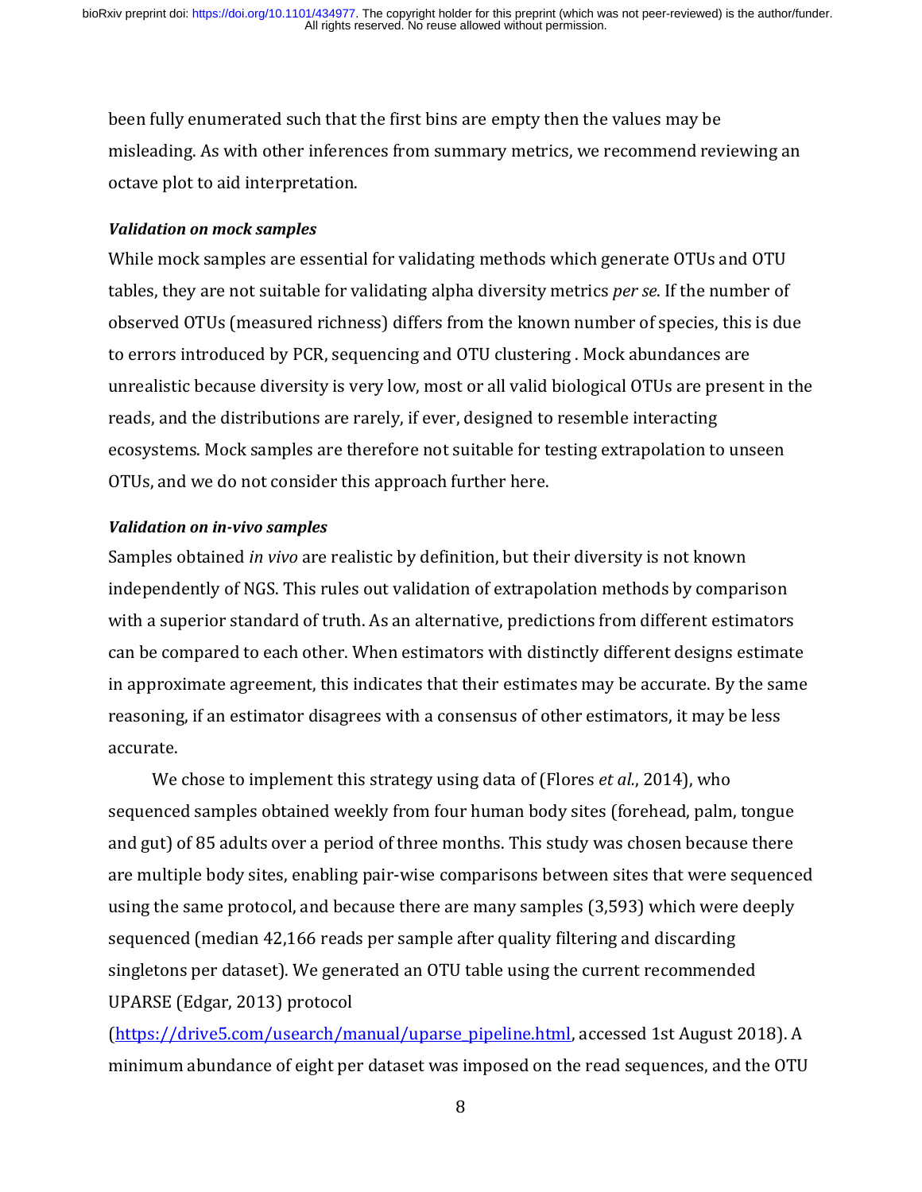been fully enumerated such that the first bins are empty then the values may be misleading. As with other inferences from summary metrics, we recommend reviewing an octave plot to aid interpretation.

***Validation on mock samples***

While mock samples are essential for validating methods which generate OTUs and OTU tables, they are not suitable for validating alpha diversity metrics *per se*. If the number of observed OTUs (measured richness) differs from the known number of species, this is due to errors introduced by PCR, sequencing and OTU clustering . Mock abundances are unrealistic because diversity is very low, most or all valid biological OTUs are present in the reads, and the distributions are rarely, if ever, designed to resemble interacting ecosystems. Mock samples are therefore not suitable for testing extrapolation to unseen OTUs, and we do not consider this approach further here.

***Validation on in-vivo samples***

Samples obtained *in vivo* are realistic by definition, but their diversity is not known independently of NGS. This rules out validation of extrapolation methods by comparison with a superior standard of truth. As an alternative, predictions from different estimators can be compared to each other. When estimators with distinctly different designs estimate in approximate agreement, this indicates that their estimates may be accurate. By the same reasoning, if an estimator disagrees with a consensus of other estimators, it may be less accurate.

We chose to implement this strategy using data of (Flores *et al.*, 2014), who sequenced samples obtained weekly from four human body sites (forehead, palm, tongue and gut) of 85 adults over a period of three months. This study was chosen because there are multiple body sites, enabling pair-wise comparisons between sites that were sequenced using the same protocol, and because there are many samples (3,593) which were deeply sequenced (median 42,166 reads per sample after quality filtering and discarding singletons per dataset). We generated an OTU table using the current recommended UPARSE (Edgar, 2013) protocol (https://drive5.com/usearch/manual/uparse_pipeline.html, accessed 1st August 2018). A minimum abundance of eight per dataset was imposed on the read sequences, and the OTU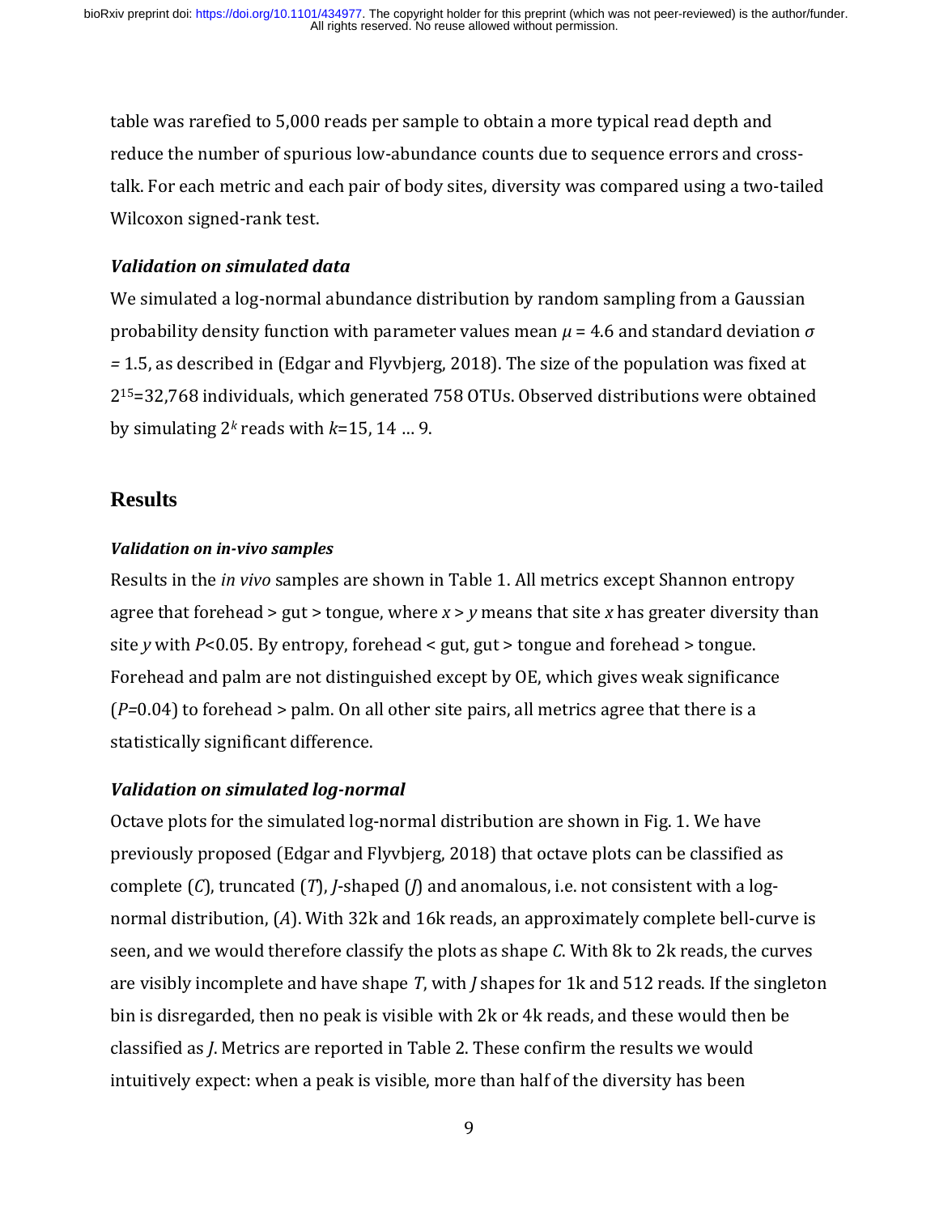table was rarefied to 5,000 reads per sample to obtain a more typical read depth and reduce the number of spurious low-abundance counts due to sequence errors and cross-talk. For each metric and each pair of body sites, diversity was compared using a two-tailed Wilcoxon signed-rank test.

### *Validation on simulated data*

We simulated a log-normal abundance distribution by random sampling from a Gaussian probability density function with parameter values mean $\mu$ = 4.6 and standard deviation $\sigma$ = 1.5, as described in (Edgar and Flyvbjerg, 2018). The size of the population was fixed at $2^{15}$=32,768 individuals, which generated 758 OTUs. Observed distributions were obtained by simulating $2^k$ reads with $k$=15, 14 … 9.

## Results

### *Validation on in-vivo samples*

Results in the *in vivo* samples are shown in Table 1. All metrics except Shannon entropy agree that forehead > gut > tongue, where $x > y$ means that site $x$ has greater diversity than site $y$ with $P$<0.05. By entropy, forehead < gut, gut > tongue and forehead > tongue. Forehead and palm are not distinguished except by OE, which gives weak significance ($P$=0.04) to forehead > palm. On all other site pairs, all metrics agree that there is a statistically significant difference.

### *Validation on simulated log-normal*

Octave plots for the simulated log-normal distribution are shown in Fig. 1. We have previously proposed (Edgar and Flyvbjerg, 2018) that octave plots can be classified as complete (*C*), truncated (*T*), *J*-shaped (*J*) and anomalous, i.e. not consistent with a log-normal distribution, (*A*). With 32k and 16k reads, an approximately complete bell-curve is seen, and we would therefore classify the plots as shape *C*. With 8k to 2k reads, the curves are visibly incomplete and have shape *T*, with *J* shapes for 1k and 512 reads. If the singleton bin is disregarded, then no peak is visible with 2k or 4k reads, and these would then be classified as *J*. Metrics are reported in Table 2. These confirm the results we would intuitively expect: when a peak is visible, more than half of the diversity has been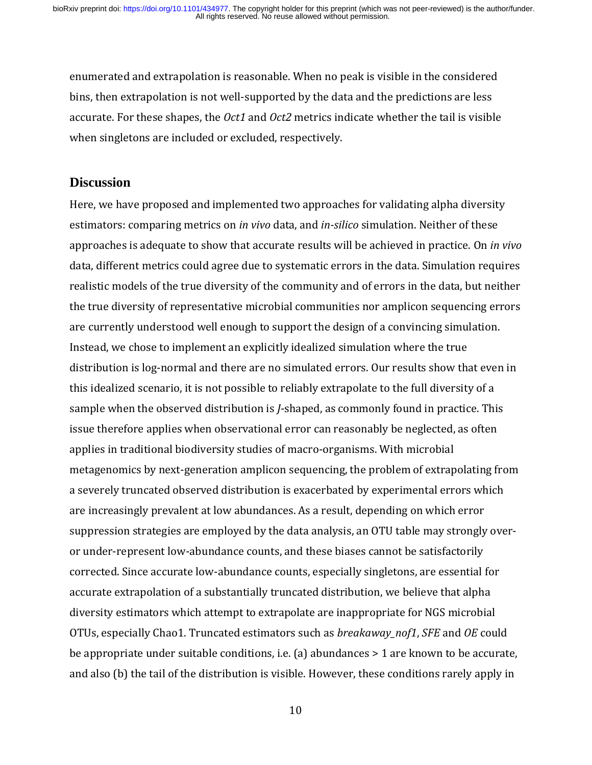enumerated and extrapolation is reasonable. When no peak is visible in the considered bins, then extrapolation is not well-supported by the data and the predictions are less accurate. For these shapes, the *Oct1* and *Oct2* metrics indicate whether the tail is visible when singletons are included or excluded, respectively.

## Discussion

Here, we have proposed and implemented two approaches for validating alpha diversity estimators: comparing metrics on *in vivo* data, and *in-silico* simulation. Neither of these approaches is adequate to show that accurate results will be achieved in practice. On *in vivo* data, different metrics could agree due to systematic errors in the data. Simulation requires realistic models of the true diversity of the community and of errors in the data, but neither the true diversity of representative microbial communities nor amplicon sequencing errors are currently understood well enough to support the design of a convincing simulation. Instead, we chose to implement an explicitly idealized simulation where the true distribution is log-normal and there are no simulated errors. Our results show that even in this idealized scenario, it is not possible to reliably extrapolate to the full diversity of a sample when the observed distribution is *J*-shaped, as commonly found in practice. This issue therefore applies when observational error can reasonably be neglected, as often applies in traditional biodiversity studies of macro-organisms. With microbial metagenomics by next-generation amplicon sequencing, the problem of extrapolating from a severely truncated observed distribution is exacerbated by experimental errors which are increasingly prevalent at low abundances. As a result, depending on which error suppression strategies are employed by the data analysis, an OTU table may strongly over- or under-represent low-abundance counts, and these biases cannot be satisfactorily corrected. Since accurate low-abundance counts, especially singletons, are essential for accurate extrapolation of a substantially truncated distribution, we believe that alpha diversity estimators which attempt to extrapolate are inappropriate for NGS microbial OTUs, especially Chao1. Truncated estimators such as *breakaway_nof1*, *SFE* and *OE* could be appropriate under suitable conditions, i.e. (a) abundances > 1 are known to be accurate, and also (b) the tail of the distribution is visible. However, these conditions rarely apply in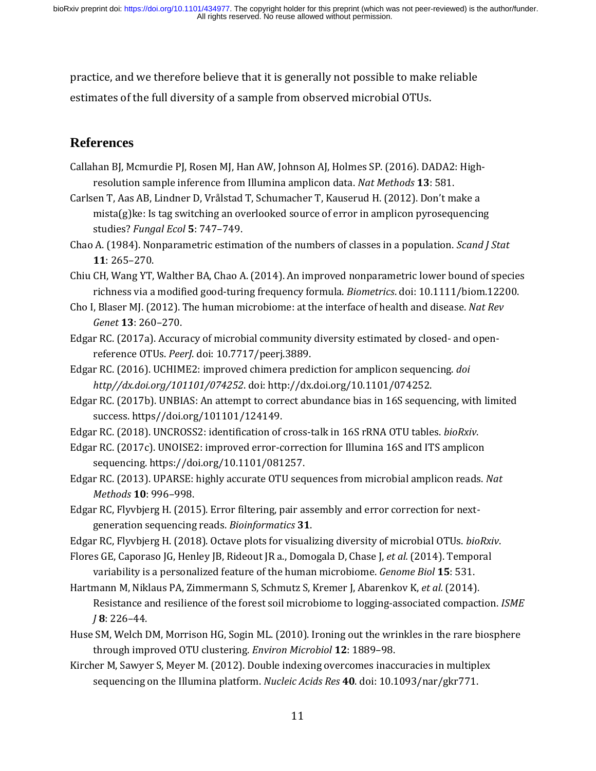practice, and we therefore believe that it is generally not possible to make reliable estimates of the full diversity of a sample from observed microbial OTUs.

## References

Callahan BJ, Mcmurdie PJ, Rosen MJ, Han AW, Johnson AJ, Holmes SP. (2016). DADA2: High-resolution sample inference from Illumina amplicon data. *Nat Methods* **13**: 581.

Carlsen T, Aas AB, Lindner D, Vrålstad T, Schumacher T, Kauserud H. (2012). Don't make a mista(g)ke: Is tag switching an overlooked source of error in amplicon pyrosequencing studies? *Fungal Ecol* **5**: 747–749.

Chao A. (1984). Nonparametric estimation of the numbers of classes in a population. *Scand J Stat* **11**: 265–270.

Chiu CH, Wang YT, Walther BA, Chao A. (2014). An improved nonparametric lower bound of species richness via a modified good-turing frequency formula. *Biometrics*. doi: 10.1111/biom.12200.

Cho I, Blaser MJ. (2012). The human microbiome: at the interface of health and disease. *Nat Rev Genet* **13**: 260–270.

Edgar RC. (2017a). Accuracy of microbial community diversity estimated by closed- and open-reference OTUs. *PeerJ*. doi: 10.7717/peerj.3889.

Edgar RC. (2016). UCHIME2: improved chimera prediction for amplicon sequencing. *doi http//dx.doi.org/101101/074252*. doi: http://dx.doi.org/10.1101/074252.

Edgar RC. (2017b). UNBIAS: An attempt to correct abundance bias in 16S sequencing, with limited success. https//doi.org/101101/124149.

Edgar RC. (2018). UNCROSS2: identification of cross-talk in 16S rRNA OTU tables. *bioRxiv*.

Edgar RC. (2017c). UNOISE2: improved error-correction for Illumina 16S and ITS amplicon sequencing. https://doi.org/10.1101/081257.

Edgar RC. (2013). UPARSE: highly accurate OTU sequences from microbial amplicon reads. *Nat Methods* **10**: 996–998.

Edgar RC, Flyvbjerg H. (2015). Error filtering, pair assembly and error correction for next-generation sequencing reads. *Bioinformatics* **31**.

Edgar RC, Flyvbjerg H. (2018). Octave plots for visualizing diversity of microbial OTUs. *bioRxiv*.

Flores GE, Caporaso JG, Henley JB, Rideout JR a., Domogala D, Chase J, *et al.* (2014). Temporal variability is a personalized feature of the human microbiome. *Genome Biol* **15**: 531.

Hartmann M, Niklaus PA, Zimmermann S, Schmutz S, Kremer J, Abarenkov K, *et al.* (2014). Resistance and resilience of the forest soil microbiome to logging-associated compaction. *ISME J* **8**: 226–44.

Huse SM, Welch DM, Morrison HG, Sogin ML. (2010). Ironing out the wrinkles in the rare biosphere through improved OTU clustering. *Environ Microbiol* **12**: 1889–98.

Kircher M, Sawyer S, Meyer M. (2012). Double indexing overcomes inaccuracies in multiplex sequencing on the Illumina platform. *Nucleic Acids Res* **40**. doi: 10.1093/nar/gkr771.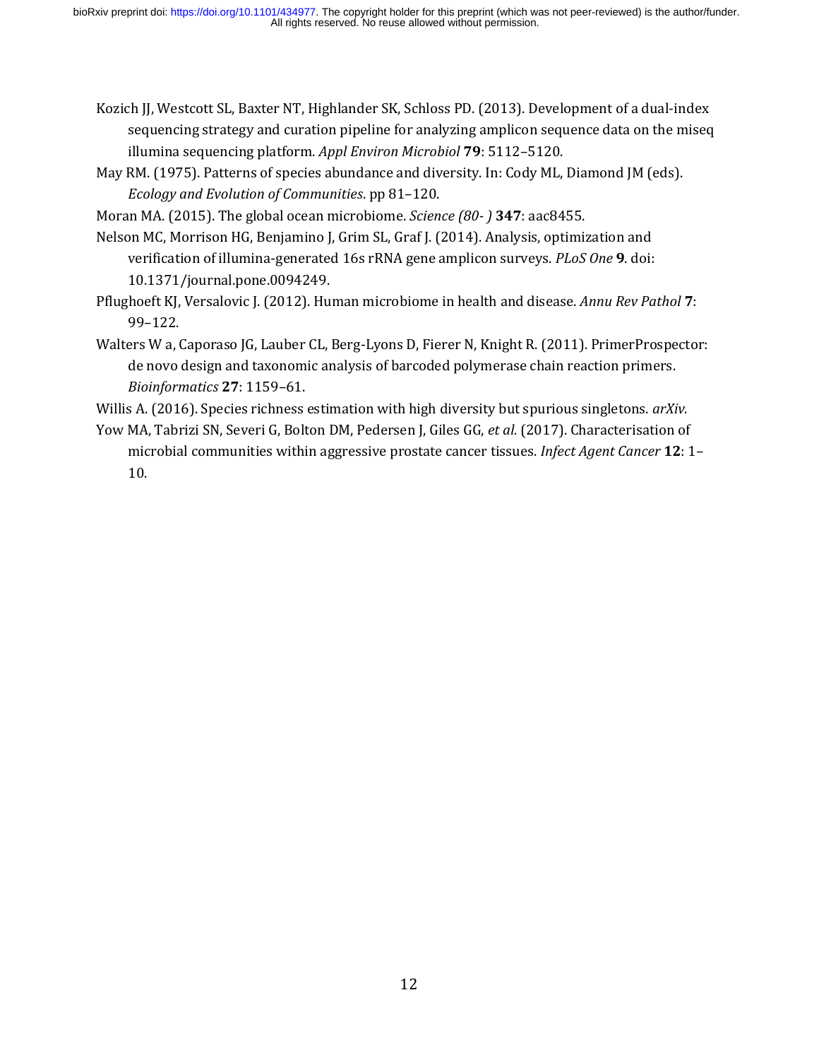Kozich JJ, Westcott SL, Baxter NT, Highlander SK, Schloss PD. (2013). Development of a dual-index sequencing strategy and curation pipeline for analyzing amplicon sequence data on the miseq illumina sequencing platform. *Appl Environ Microbiol* **79**: 5112–5120.

May RM. (1975). Patterns of species abundance and diversity. In: Cody ML, Diamond JM (eds). *Ecology and Evolution of Communities*. pp 81–120.

Moran MA. (2015). The global ocean microbiome. *Science (80- )* **347**: aac8455.

Nelson MC, Morrison HG, Benjamino J, Grim SL, Graf J. (2014). Analysis, optimization and verification of illumina-generated 16s rRNA gene amplicon surveys. *PLoS One* **9**. doi: 10.1371/journal.pone.0094249.

Pflughoeft KJ, Versalovic J. (2012). Human microbiome in health and disease. *Annu Rev Pathol* **7**: 99–122.

Walters W a, Caporaso JG, Lauber CL, Berg-Lyons D, Fierer N, Knight R. (2011). PrimerProspector: de novo design and taxonomic analysis of barcoded polymerase chain reaction primers. *Bioinformatics* **27**: 1159–61.

Willis A. (2016). Species richness estimation with high diversity but spurious singletons. *arXiv*.

Yow MA, Tabrizi SN, Severi G, Bolton DM, Pedersen J, Giles GG, *et al.* (2017). Characterisation of microbial communities within aggressive prostate cancer tissues. *Infect Agent Cancer* **12**: 1–10.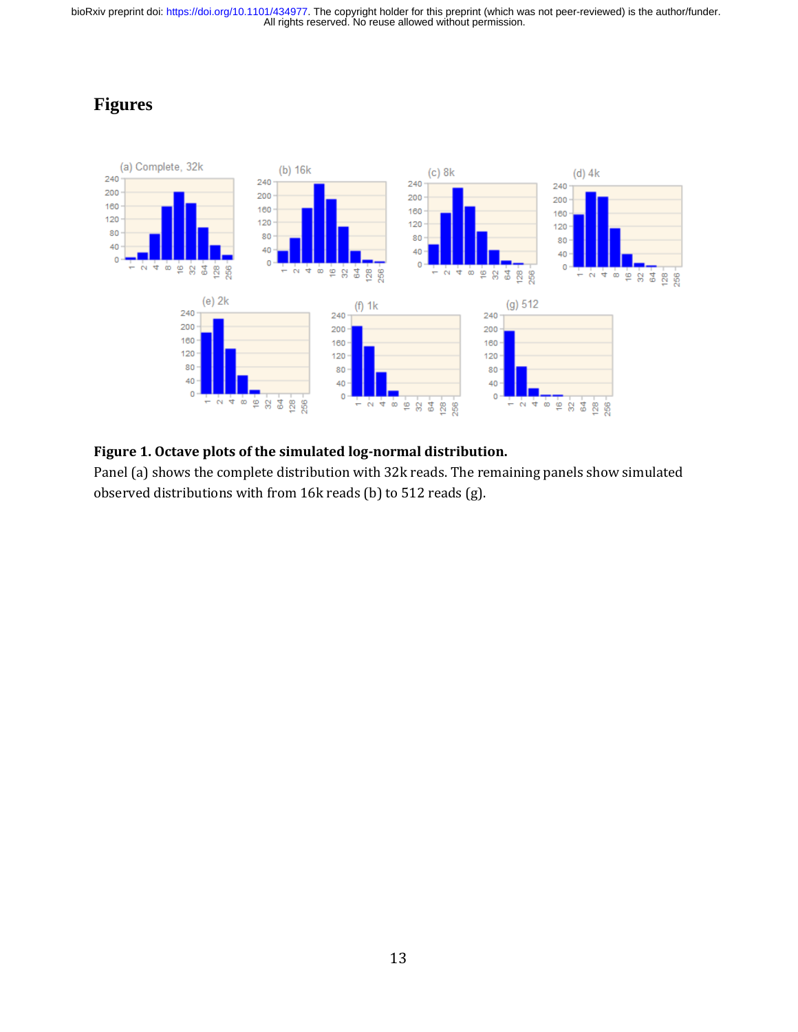# Figures

**Figure 1. Octave plots of the simulated log-normal distribution.**

Panel (a) shows the complete distribution with 32k reads. The remaining panels show simulated observed distributions with from 16k reads (b) to 512 reads (g).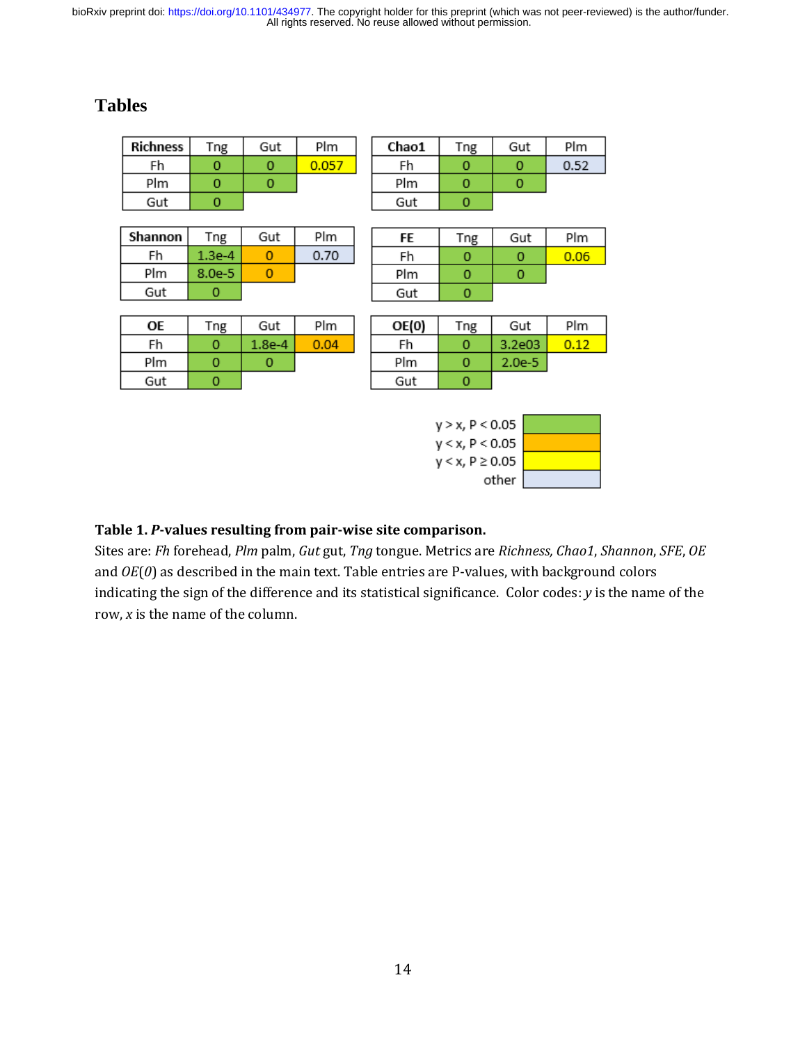# Tables

| Richness | Tng | Gut | Plm |
|---|---|---|---|
| Fh | 0 | 0 | 0.057 |
| Plm | 0 | 0 | |
| Gut | 0 | | |

| Chao1 | Tng | Gut | Plm |
|---|---|---|---|
| Fh | 0 | 0 | 0.52 |
| Plm | 0 | 0 | |
| Gut | 0 | | |

| Shannon | Tng | Gut | Plm |
|---|---|---|---|
| Fh | 1.3e-4 | 0 | 0.70 |
| Plm | 8.0e-5 | 0 | |
| Gut | 0 | | |

| FE | Tng | Gut | Plm |
|---|---|---|---|
| Fh | 0 | 0 | 0.06 |
| Plm | 0 | 0 | |
| Gut | 0 | | |

| OE | Tng | Gut | Plm |
|---|---|---|---|
| Fh | 0 | 1.8e-4 | 0.04 |
| Plm | 0 | 0 | |
| Gut | 0 | | |

| OE(0) | Tng | Gut | Plm |
|---|---|---|---|
| Fh | 0 | 3.2e03 | 0.12 |
| Plm | 0 | 2.0e-5 | |
| Gut | 0 | | |

| Legend | Color |
|---|---|
| y > x, P < 0.05 | green |
| y < x, P < 0.05 | orange |
| y < x, P ≥ 0.05 | yellow |
| other | light blue |

Cell colors: Richness — Fh/Plm 0.057 yellow, all others green. Chao1 — Fh/Plm 0.52 light blue, all others green. Shannon — Fh/Tng 1.3e-4 and Plm/Tng 8.0e-5 green, Fh/Gut 0 and Plm/Gut 0 orange, Fh/Plm 0.70 light blue, Gut/Tng 0 green. FE — Fh/Plm 0.06 yellow, all others green. OE — Fh/Plm 0.04 orange, all others green. OE(0) — Fh/Plm 0.12 yellow, all others green.

**Table 1. *P*-values resulting from pair-wise site comparison.**
Sites are: *Fh* forehead, *Plm* palm, *Gut* gut, *Tng* tongue. Metrics are *Richness, Chao1*, *Shannon*, *SFE*, *OE* and *OE*(*0*) as described in the main text. Table entries are P-values, with background colors indicating the sign of the difference and its statistical significance. Color codes: *y* is the name of the row, *x* is the name of the column.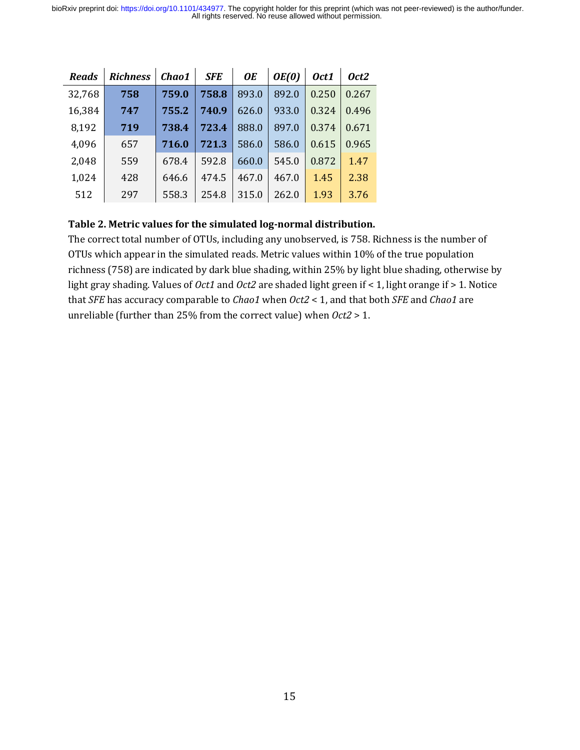| *Reads* | *Richness* | *Chao1* | *SFE* | *OE* | *OE(0)* | *Oct1* | *Oct2* |
|---|---|---|---|---|---|---|---|
| 32,768 | **758** | **759.0** | **758.8** | 893.0 | 892.0 | 0.250 | 0.267 |
| 16,384 | **747** | **755.2** | **740.9** | 626.0 | 933.0 | 0.324 | 0.496 |
| 8,192 | **719** | **738.4** | **723.4** | 888.0 | 897.0 | 0.374 | 0.671 |
| 4,096 | 657 | **716.0** | **721.3** | 586.0 | 586.0 | 0.615 | 0.965 |
| 2,048 | 559 | 678.4 | 592.8 | 660.0 | 545.0 | 0.872 | 1.47 |
| 1,024 | 428 | 646.6 | 474.5 | 467.0 | 467.0 | 1.45 | 2.38 |
| 512 | 297 | 558.3 | 254.8 | 315.0 | 262.0 | 1.93 | 3.76 |

**Table 2. Metric values for the simulated log-normal distribution.**
The correct total number of OTUs, including any unobserved, is 758. Richness is the number of OTUs which appear in the simulated reads. Metric values within 10% of the true population richness (758) are indicated by dark blue shading, within 25% by light blue shading, otherwise by light gray shading. Values of *Oct1* and *Oct2* are shaded light green if < 1, light orange if > 1. Notice that *SFE* has accuracy comparable to *Chao1* when *Oct2* < 1, and that both *SFE* and *Chao1* are unreliable (further than 25% from the correct value) when *Oct2* > 1.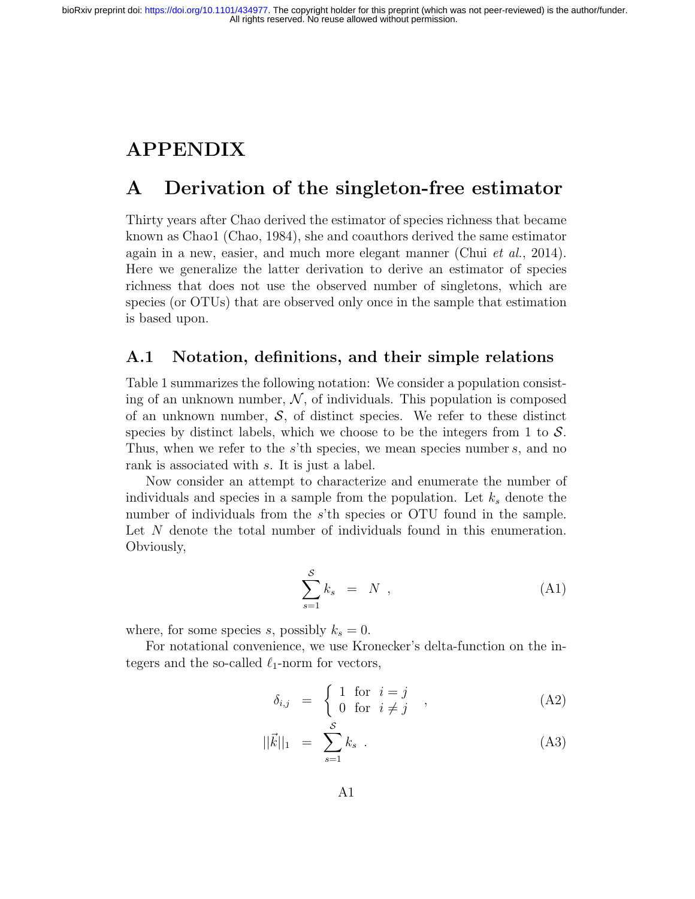# APPENDIX

## A Derivation of the singleton-free estimator

Thirty years after Chao derived the estimator of species richness that became known as Chao1 (Chao, 1984), she and coauthors derived the same estimator again in a new, easier, and much more elegant manner (Chui *et al.*, 2014). Here we generalize the latter derivation to derive an estimator of species richness that does not use the observed number of singletons, which are species (or OTUs) that are observed only once in the sample that estimation is based upon.

### A.1 Notation, definitions, and their simple relations

Table 1 summarizes the following notation: We consider a population consisting of an unknown number, $\mathcal{N}$, of individuals. This population is composed of an unknown number, $\mathcal{S}$, of distinct species. We refer to these distinct species by distinct labels, which we choose to be the integers from 1 to $\mathcal{S}$. Thus, when we refer to the $s$'th species, we mean species number $s$, and no rank is associated with $s$. It is just a label.

Now consider an attempt to characterize and enumerate the number of individuals and species in a sample from the population. Let $k_s$ denote the number of individuals from the $s$'th species or OTU found in the sample. Let $N$ denote the total number of individuals found in this enumeration. Obviously,

$$\sum_{s=1}^{\mathcal{S}} k_s \; = \; N \; , \tag{A1}$$

where, for some species $s$, possibly $k_s = 0$.

For notational convenience, we use Kronecker's delta-function on the integers and the so-called $\ell_1$-norm for vectors,

$$\delta_{i,j} \; = \; \begin{cases} 1 & \text{for} \quad i = j \\ 0 & \text{for} \quad i \neq j \end{cases} \; , \tag{A2}$$

$$||\vec{k}||_1 \; = \; \sum_{s=1}^{\mathcal{S}} k_s \; . \tag{A3}$$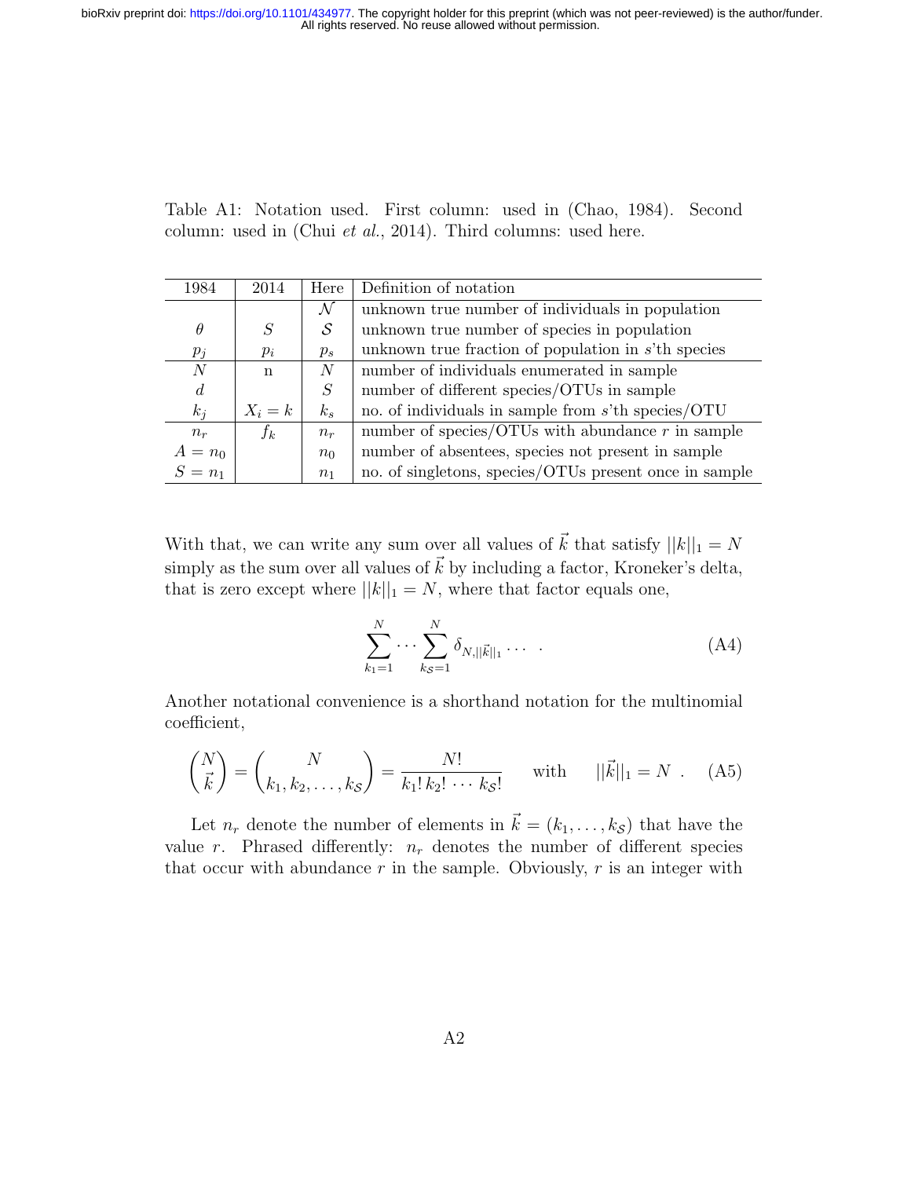Table A1: Notation used. First column: used in (Chao, 1984). Second column: used in (Chui *et al.*, 2014). Third columns: used here.

| 1984 | 2014 | Here | Definition of notation |
|---|---|---|---|
| | | $\mathcal{N}$ | unknown true number of individuals in population |
| $\theta$ | $S$ | $\mathcal{S}$ | unknown true number of species in population |
| $p_j$ | $p_i$ | $p_s$ | unknown true fraction of population in $s$'th species |
| $N$ | n | $N$ | number of individuals enumerated in sample |
| $d$ | | $S$ | number of different species/OTUs in sample |
| $k_j$ | $X_i = k$ | $k_s$ | no. of individuals in sample from $s$'th species/OTU |
| $n_r$ | $f_k$ | $n_r$ | number of species/OTUs with abundance $r$ in sample |
| $A = n_0$ | | $n_0$ | number of absentees, species not present in sample |
| $S = n_1$ | | $n_1$ | no. of singletons, species/OTUs present once in sample |

With that, we can write any sum over all values of $\vec{k}$ that satisfy $||k||_1 = N$ simply as the sum over all values of $\vec{k}$ by including a factor, Kroneker's delta, that is zero except where $||k||_1 = N$, where that factor equals one,

$$\sum_{k_1=1}^{N} \cdots \sum_{k_{\mathcal{S}}=1}^{N} \delta_{N,||\vec{k}||_1} \cdots \quad . \tag{A4}$$

Another notational convenience is a shorthand notation for the multinomial coefficient,

$$\binom{N}{\vec{k}} = \binom{N}{k_1, k_2, \ldots, k_{\mathcal{S}}} = \frac{N!}{k_1!\, k_2! \cdots k_{\mathcal{S}}!} \qquad \text{with} \qquad ||\vec{k}||_1 = N \ . \tag{A5}$$

Let $n_r$ denote the number of elements in $\vec{k} = (k_1, \ldots, k_{\mathcal{S}})$ that have the value $r$. Phrased differently: $n_r$ denotes the number of different species that occur with abundance $r$ in the sample. Obviously, $r$ is an integer with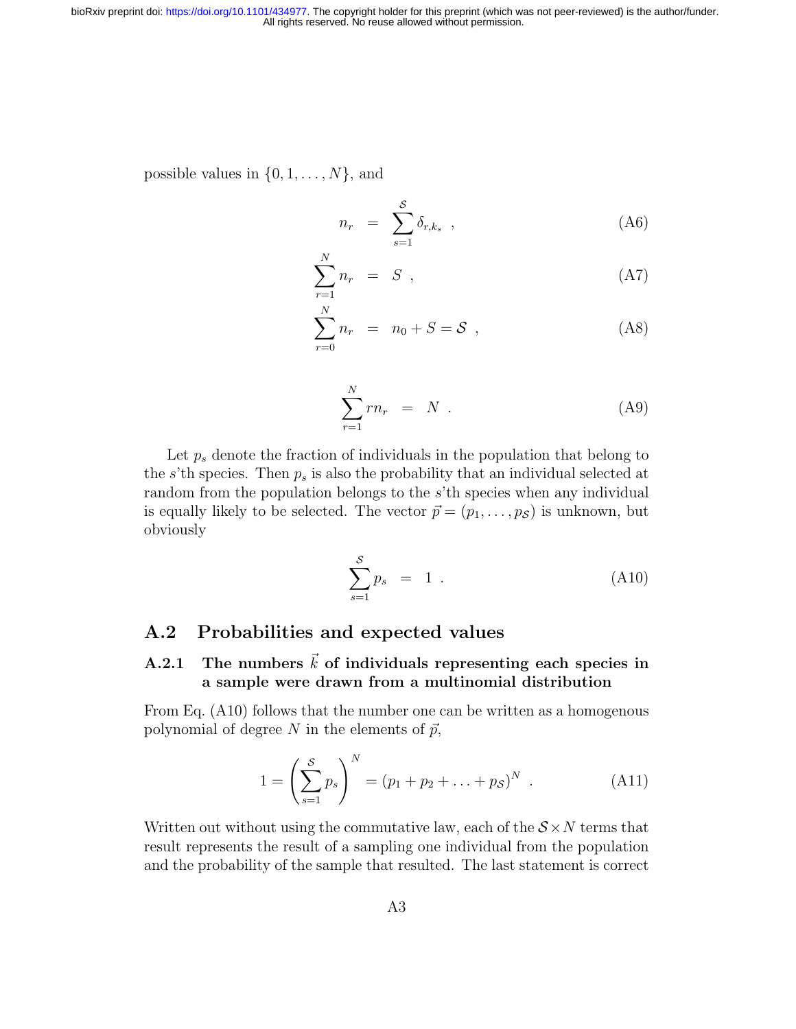possible values in $\{0, 1, \ldots, N\}$, and

$$n_r = \sum_{s=1}^{\mathcal{S}} \delta_{r,k_s} \ , \tag{A6}$$

$$\sum_{r=1}^{N} n_r = S \ , \tag{A7}$$

$$\sum_{r=0}^{N} n_r = n_0 + S = \mathcal{S} \ , \tag{A8}$$

$$\sum_{r=1}^{N} r n_r = N \ . \tag{A9}$$

Let $p_s$ denote the fraction of individuals in the population that belong to the $s$'th species. Then $p_s$ is also the probability that an individual selected at random from the population belongs to the $s$'th species when any individual is equally likely to be selected. The vector $\vec{p} = (p_1, \ldots, p_{\mathcal{S}})$ is unknown, but obviously

$$\sum_{s=1}^{\mathcal{S}} p_s = 1 \ . \tag{A10}$$

## A.2 Probabilities and expected values

### A.2.1 The numbers $\vec{k}$ of individuals representing each species in a sample were drawn from a multinomial distribution

From Eq. (A10) follows that the number one can be written as a homogenous polynomial of degree $N$ in the elements of $\vec{p}$,

$$1 = \left( \sum_{s=1}^{\mathcal{S}} p_s \right)^N = (p_1 + p_2 + \ldots + p_{\mathcal{S}})^N \ . \tag{A11}$$

Written out without using the commutative law, each of the $\mathcal{S} \times N$ terms that result represents the result of a sampling one individual from the population and the probability of the sample that resulted. The last statement is correct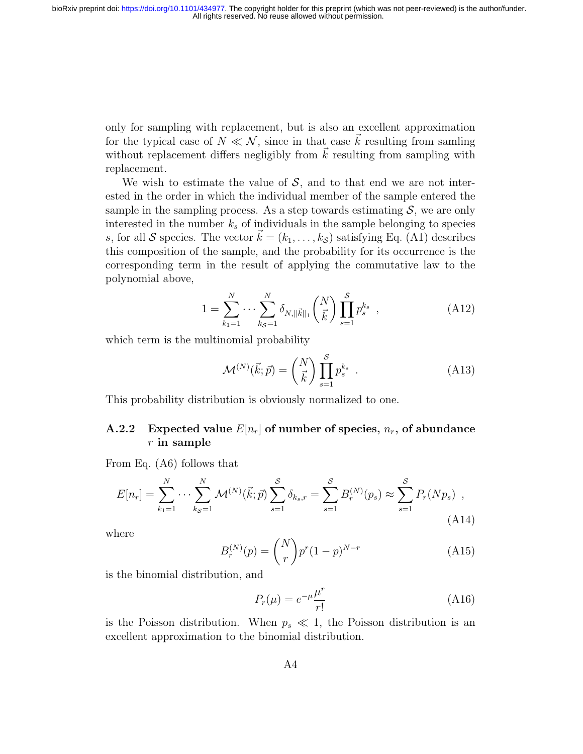only for sampling with replacement, but is also an excellent approximation for the typical case of $N \ll \mathcal{N}$, since in that case $\vec{k}$ resulting from samling without replacement differs negligibly from $\vec{k}$ resulting from sampling with replacement.

We wish to estimate the value of $\mathcal{S}$, and to that end we are not interested in the order in which the individual member of the sample entered the sample in the sampling process. As a step towards estimating $\mathcal{S}$, we are only interested in the number $k_s$ of individuals in the sample belonging to species $s$, for all $\mathcal{S}$ species. The vector $\vec{k} = (k_1, \ldots, k_{\mathcal{S}})$ satisfying Eq. (A1) describes this composition of the sample, and the probability for its occurrence is the corresponding term in the result of applying the commutative law to the polynomial above,

$$1 = \sum_{k_1=1}^{N} \cdots \sum_{k_{\mathcal{S}}=1}^{N} \delta_{N,||\vec{k}||_1} \binom{N}{\vec{k}} \prod_{s=1}^{\mathcal{S}} p_s^{k_s} \ , \tag{A12}$$

which term is the multinomial probability

$$\mathcal{M}^{(N)}(\vec{k};\vec{p}) = \binom{N}{\vec{k}} \prod_{s=1}^{\mathcal{S}} p_s^{k_s} \ . \tag{A13}$$

This probability distribution is obviously normalized to one.

### A.2.2 Expected value $E[n_r]$ of number of species, $n_r$, of abundance $r$ in sample

From Eq. (A6) follows that

$$E[n_r] = \sum_{k_1=1}^{N} \cdots \sum_{k_{\mathcal{S}}=1}^{N} \mathcal{M}^{(N)}(\vec{k};\vec{p}) \sum_{s=1}^{\mathcal{S}} \delta_{k_s,r} = \sum_{s=1}^{\mathcal{S}} B_r^{(N)}(p_s) \approx \sum_{s=1}^{\mathcal{S}} P_r(Np_s) \ , \tag{A14}$$

where

$$B_r^{(N)}(p) = \binom{N}{r} p^r (1-p)^{N-r} \tag{A15}$$

is the binomial distribution, and

$$P_r(\mu) = e^{-\mu} \frac{\mu^r}{r!} \tag{A16}$$

is the Poisson distribution. When $p_s \ll 1$, the Poisson distribution is an excellent approximation to the binomial distribution.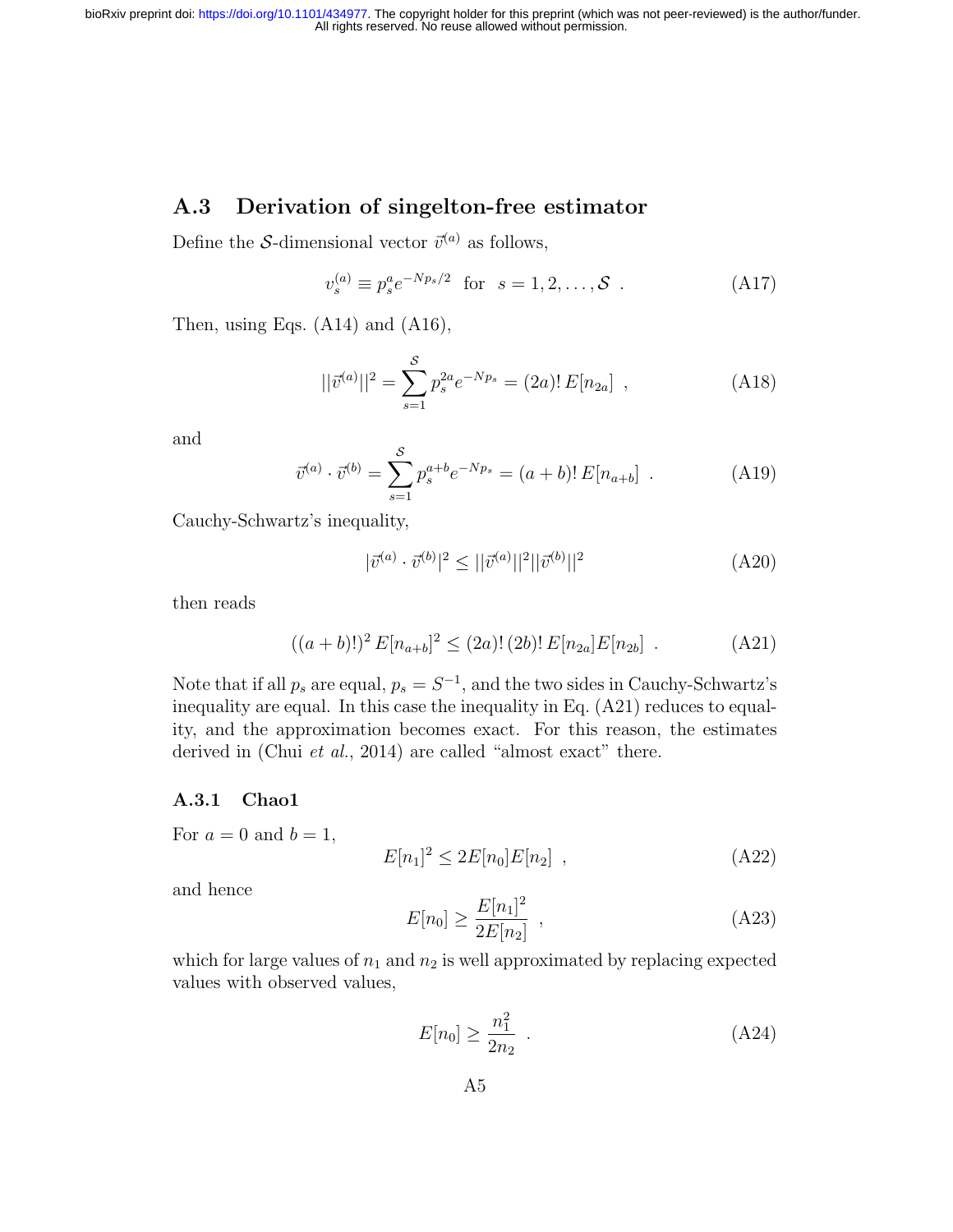## A.3 Derivation of singelton-free estimator

Define the $\mathcal{S}$-dimensional vector $\vec{v}^{(a)}$ as follows,

$$v_s^{(a)} \equiv p_s^a e^{-Np_s/2} \quad \text{for} \quad s = 1, 2, \ldots, \mathcal{S} \ . \tag{A17}$$

Then, using Eqs. (A14) and (A16),

$$||\vec{v}^{(a)}||^2 = \sum_{s=1}^{\mathcal{S}} p_s^{2a} e^{-Np_s} = (2a)!\, E[n_{2a}] \ , \tag{A18}$$

and

$$\vec{v}^{(a)} \cdot \vec{v}^{(b)} = \sum_{s=1}^{\mathcal{S}} p_s^{a+b} e^{-Np_s} = (a+b)!\, E[n_{a+b}] \ . \tag{A19}$$

Cauchy-Schwartz's inequality,

$$|\vec{v}^{(a)} \cdot \vec{v}^{(b)}|^2 \leq ||\vec{v}^{(a)}||^2 ||\vec{v}^{(b)}||^2 \tag{A20}$$

then reads

$$((a+b)!)^2\, E[n_{a+b}]^2 \leq (2a)!\,(2b)!\, E[n_{2a}] E[n_{2b}] \ . \tag{A21}$$

Note that if all $p_s$ are equal, $p_s = S^{-1}$, and the two sides in Cauchy-Schwartz's inequality are equal. In this case the inequality in Eq. (A21) reduces to equality, and the approximation becomes exact. For this reason, the estimates derived in (Chui *et al.*, 2014) are called "almost exact" there.

### A.3.1 Chao1

For $a = 0$ and $b = 1$,

$$E[n_1]^2 \leq 2E[n_0]E[n_2] \ , \tag{A22}$$

and hence

$$E[n_0] \geq \frac{E[n_1]^2}{2E[n_2]} \ , \tag{A23}$$

which for large values of $n_1$ and $n_2$ is well approximated by replacing expected values with observed values,

$$E[n_0] \geq \frac{n_1^2}{2n_2} \ . \tag{A24}$$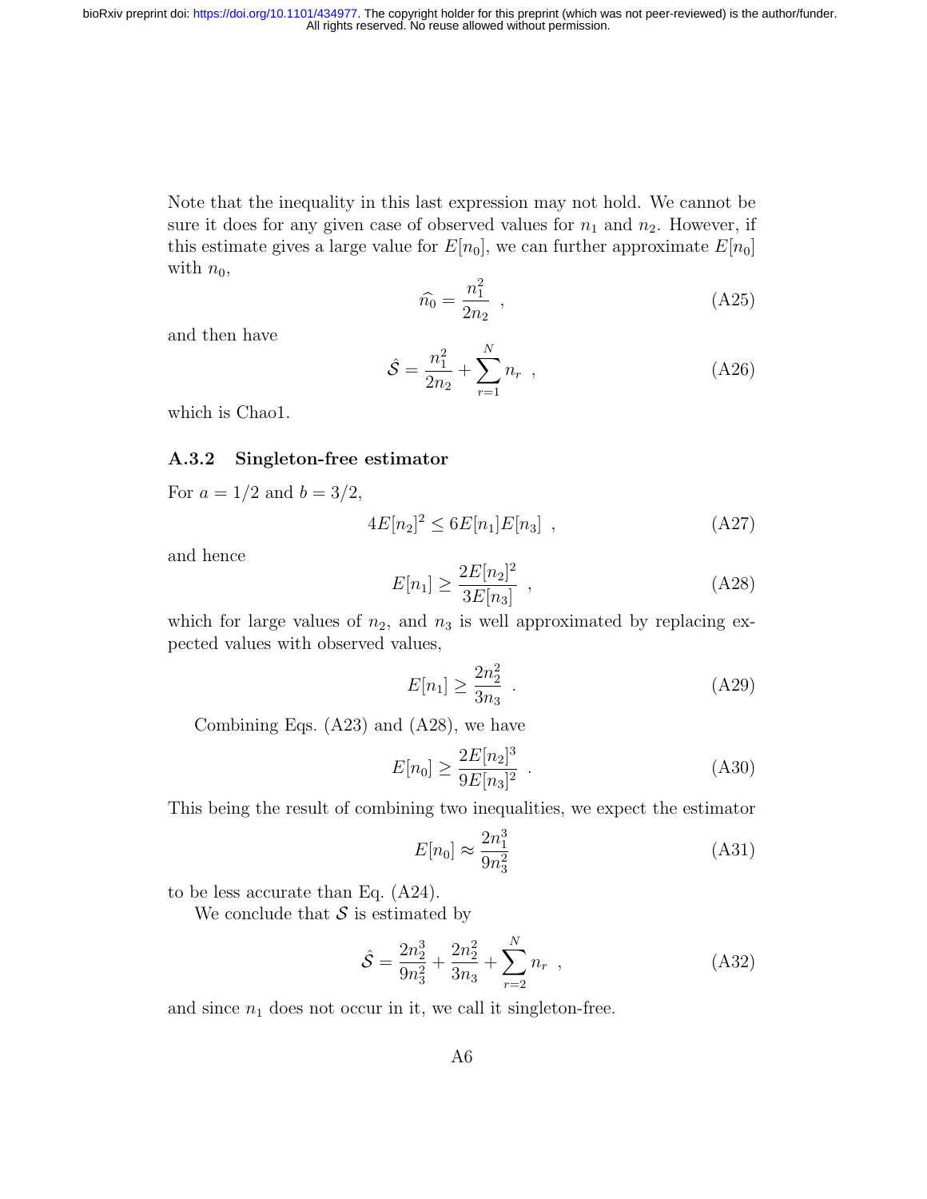Note that the inequality in this last expression may not hold. We cannot be sure it does for any given case of observed values for $n_1$ and $n_2$. However, if this estimate gives a large value for $E[n_0]$, we can further approximate $E[n_0]$ with $n_0$,

$$\widehat{n_0} = \frac{n_1^2}{2n_2} \ , \tag{A25}$$

and then have

$$\hat{\mathcal{S}} = \frac{n_1^2}{2n_2} + \sum_{r=1}^{N} n_r \ , \tag{A26}$$

which is Chao1.

### A.3.2 Singleton-free estimator

For $a = 1/2$ and $b = 3/2$,

$$4E[n_2]^2 \leq 6E[n_1]E[n_3] \ , \tag{A27}$$

and hence

$$E[n_1] \geq \frac{2E[n_2]^2}{3E[n_3]} \ , \tag{A28}$$

which for large values of $n_2$, and $n_3$ is well approximated by replacing expected values with observed values,

$$E[n_1] \geq \frac{2n_2^2}{3n_3} \ . \tag{A29}$$

Combining Eqs. (A23) and (A28), we have

$$E[n_0] \geq \frac{2E[n_2]^3}{9E[n_3]^2} \ . \tag{A30}$$

This being the result of combining two inequalities, we expect the estimator

$$E[n_0] \approx \frac{2n_1^3}{9n_3^2} \tag{A31}$$

to be less accurate than Eq. (A24).

We conclude that $\mathcal{S}$ is estimated by

$$\hat{\mathcal{S}} = \frac{2n_2^3}{9n_3^2} + \frac{2n_2^2}{3n_3} + \sum_{r=2}^{N} n_r \ , \tag{A32}$$

and since $n_1$ does not occur in it, we call it singleton-free.